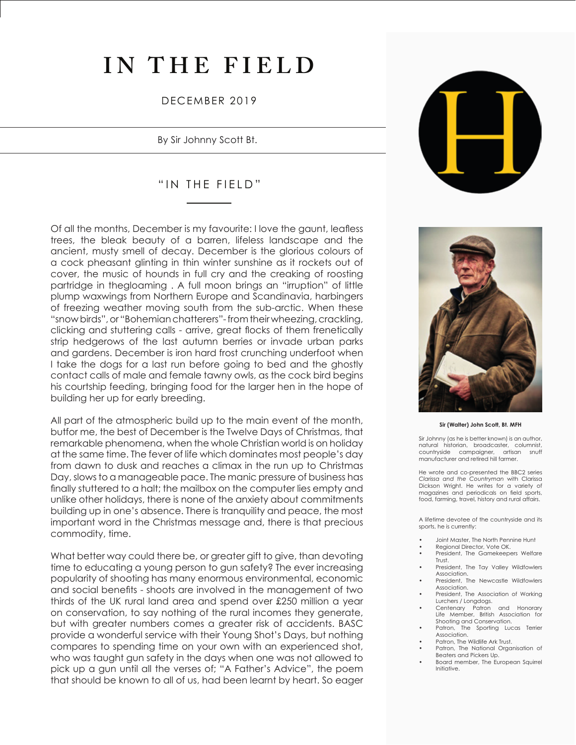# IN THE FIELD

DECEMBER 2019

By Sir Johnny Scott Bt.

## "IN THE FIELD"

Of all the months, December is my favourite: I love the gaunt, leafless trees, the bleak beauty of a barren, lifeless landscape and the ancient, musty smell of decay. December is the glorious colours of a cock pheasant glinting in thin winter sunshine as it rockets out of cover, the music of hounds in full cry and the creaking of roosting partridge in thegloaming . A full moon brings an "irruption" of little plump waxwings from Northern Europe and Scandinavia, harbingers of freezing weather moving south from the sub-arctic. When these "snow birds", or "Bohemian chatterers"- from their wheezing, crackling, clicking and stuttering calls - arrive, great flocks of them frenetically strip hedgerows of the last autumn berries or invade urban parks and gardens. December is iron hard frost crunching underfoot when I take the dogs for a last run before going to bed and the ghostly contact calls of male and female tawny owls, as the cock bird begins his courtship feeding, bringing food for the larger hen in the hope of building her up for early breeding.

All part of the atmospheric build up to the main event of the month, butfor me, the best of December is the Twelve Days of Christmas, that remarkable phenomena, when the whole Christian world is on holiday at the same time. The fever of life which dominates most people's day from dawn to dusk and reaches a climax in the run up to Christmas Day, slows to a manageable pace. The manic pressure of business has finally stuttered to a halt; the mailbox on the computer lies empty and unlike other holidays, there is none of the anxiety about commitments building up in one's absence. There is tranquility and peace, the most important word in the Christmas message and, there is that precious commodity, time.

What better way could there be, or greater gift to give, than devoting time to educating a young person to gun safety? The ever increasing popularity of shooting has many enormous environmental, economic and social benefits - shoots are involved in the management of two thirds of the UK rural land area and spend over £250 million a year on conservation, to say nothing of the rural incomes they generate, but with greater numbers comes a greater risk of accidents. BASC provide a wonderful service with their Young Shot's Days, but nothing compares to spending time on your own with an experienced shot, who was taught gun safety in the days when one was not allowed to pick up a gun until all the verses of; "A Father's Advice", the poem that should be known to all of us, had been learnt by heart. So eager

**Sir (Walter) John Scott, Bt. MFH**

Sir Johnny (as he is better known) is an author, natural historian, broadcaster, columnist, countryside campaigner, artisan snuff manufacturer and retired hill farmer.

He wrote and co-presented the BBC2 series *Clarissa and the Countryman* with Clarissa Dickson Wright. He writes for a variety of magazines and periodicals on field sports, food, farming, travel, history and rural affairs.

A lifetime devotee of the countryside and its sports, he is currently:

- Joint Master, The North Pennine Hunt
- Regional Director, Vote OK.
- President, The Gamekeepers Welfare Trust.
- President, The Tay Valley Wildfowlers Association.
- President, The Newcastle Wildfowlers Association.
- President, The Association of Working Lurchers / Longdogs.
- Centenary Patron and Honorary Life Member, British Association for Shooting and Conservation.
- Patron, The Sporting Lucas Terrier Association.
- Patron, The Wildlife Ark Trust.
- Patron, The National Organisation of Beaters and Pickers Up.
- Board member, The European Squirrel Initiative.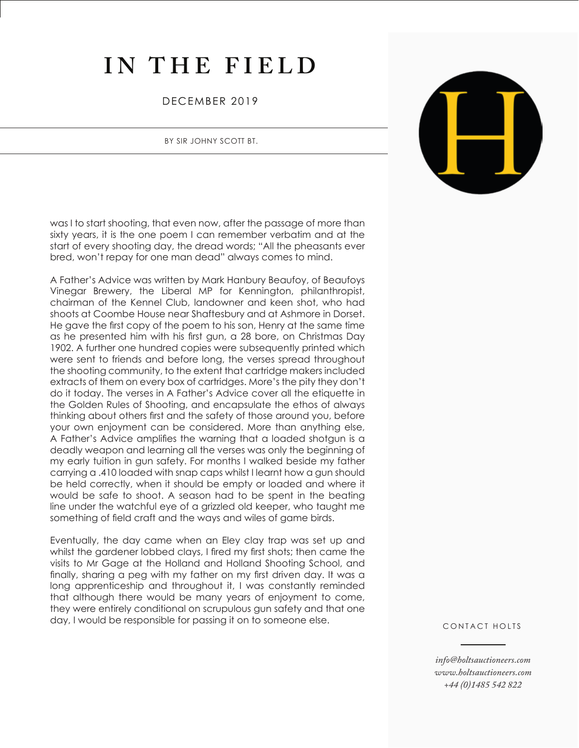# IN THE FIELD

DECEMBER 2019

BY SIR JOHNY SCOTT BT.

was I to start shooting, that even now, after the passage of more than sixty years, it is the one poem I can remember verbatim and at the start of every shooting day, the dread words; "All the pheasants ever bred, won't repay for one man dead" always comes to mind.

A Father's Advice was written by Mark Hanbury Beaufoy, of Beaufoys Vinegar Brewery, the Liberal MP for Kennington, philanthropist, chairman of the Kennel Club, landowner and keen shot, who had shoots at Coombe House near Shaftesbury and at Ashmore in Dorset. He gave the first copy of the poem to his son, Henry at the same time as he presented him with his first gun, a 28 bore, on Christmas Day 1902. A further one hundred copies were subsequently printed which were sent to friends and before long, the verses spread throughout the shooting community, to the extent that cartridge makers included extracts of them on every box of cartridges. More's the pity they don't do it today. The verses in A Father's Advice cover all the etiquette in the Golden Rules of Shooting, and encapsulate the ethos of always thinking about others first and the safety of those around you, before your own enjoyment can be considered. More than anything else, A Father's Advice amplifies the warning that a loaded shotgun is a deadly weapon and learning all the verses was only the beginning of my early tuition in gun safety. For months I walked beside my father carrying a .410 loaded with snap caps whilst I learnt how a gun should be held correctly, when it should be empty or loaded and where it would be safe to shoot. A season had to be spent in the beating line under the watchful eye of a grizzled old keeper, who taught me something of field craft and the ways and wiles of game birds.

Eventually, the day came when an Eley clay trap was set up and whilst the gardener lobbed clays, I fired my first shots; then came the visits to Mr Gage at the Holland and Holland Shooting School, and finally, sharing a peg with my father on my first driven day. It was a long apprenticeship and throughout it, I was constantly reminded that although there would be many years of enjoyment to come, they were entirely conditional on scrupulous gun safety and that one day, I would be responsible for passing it on to someone else.

CONTACT HOLTS

*info@holtsauctioneers.com*
*www.holtsauctioneers.com*
*+44 (0)1485 542 822*